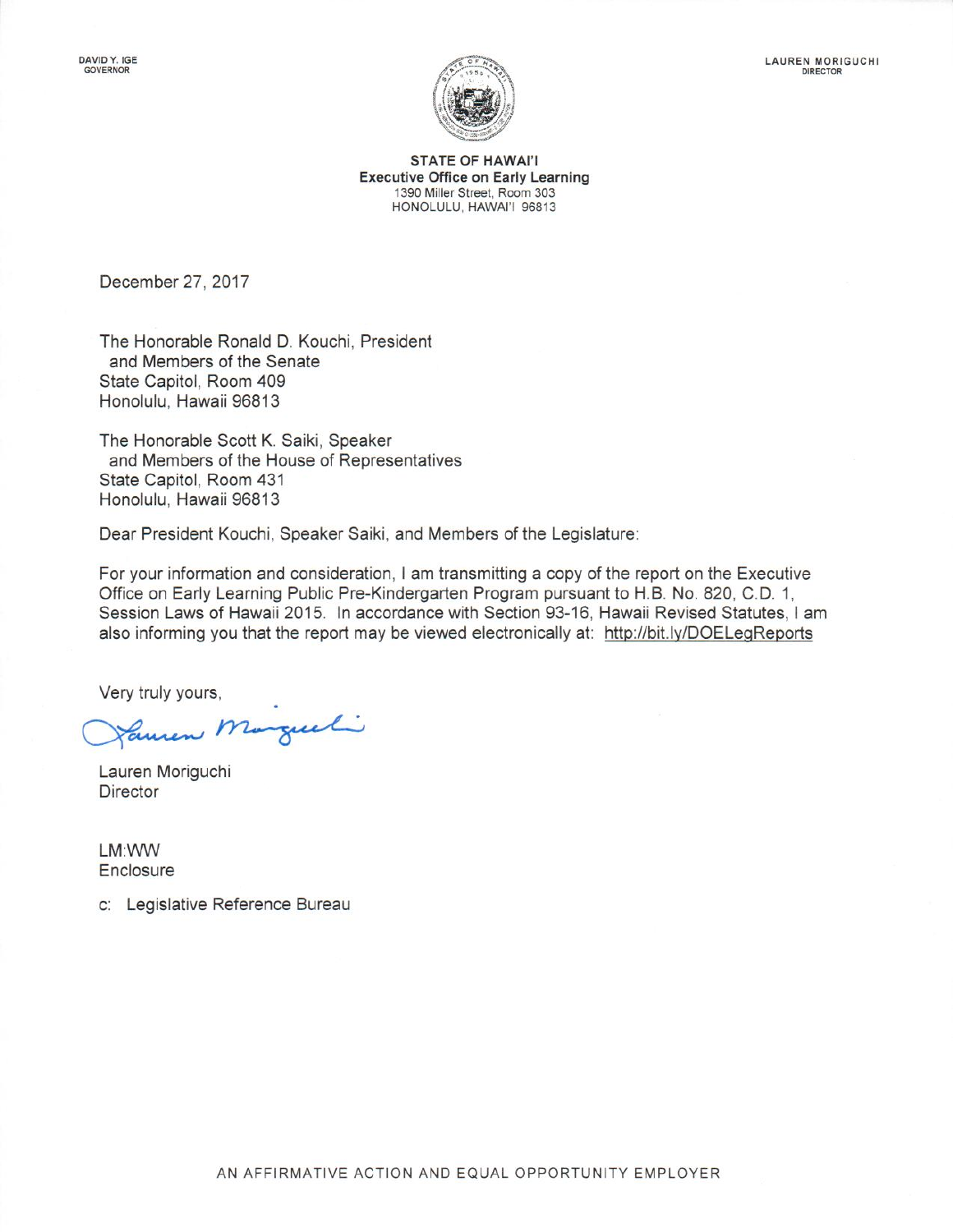DAVID Y. IGE
GOVERNOR

LAUREN MORIGUCHI
DIRECTOR

**STATE OF HAWAI'I**
**Executive Office on Early Learning**
1390 Miller Street, Room 303
HONOLULU, HAWAI'I 96813

December 27, 2017

The Honorable Ronald D. Kouchi, President
and Members of the Senate
State Capitol, Room 409
Honolulu, Hawaii 96813

The Honorable Scott K. Saiki, Speaker
and Members of the House of Representatives
State Capitol, Room 431
Honolulu, Hawaii 96813

Dear President Kouchi, Speaker Saiki, and Members of the Legislature:

For your information and consideration, I am transmitting a copy of the report on the Executive Office on Early Learning Public Pre-Kindergarten Program pursuant to H.B. No. 820, C.D. 1, Session Laws of Hawaii 2015. In accordance with Section 93-16, Hawaii Revised Statutes, I am also informing you that the report may be viewed electronically at: http://bit.ly/DOELegReports

Very truly yours,

Lauren Moriguchi
Director

LM:WW
Enclosure

c: Legislative Reference Bureau

AN AFFIRMATIVE ACTION AND EQUAL OPPORTUNITY EMPLOYER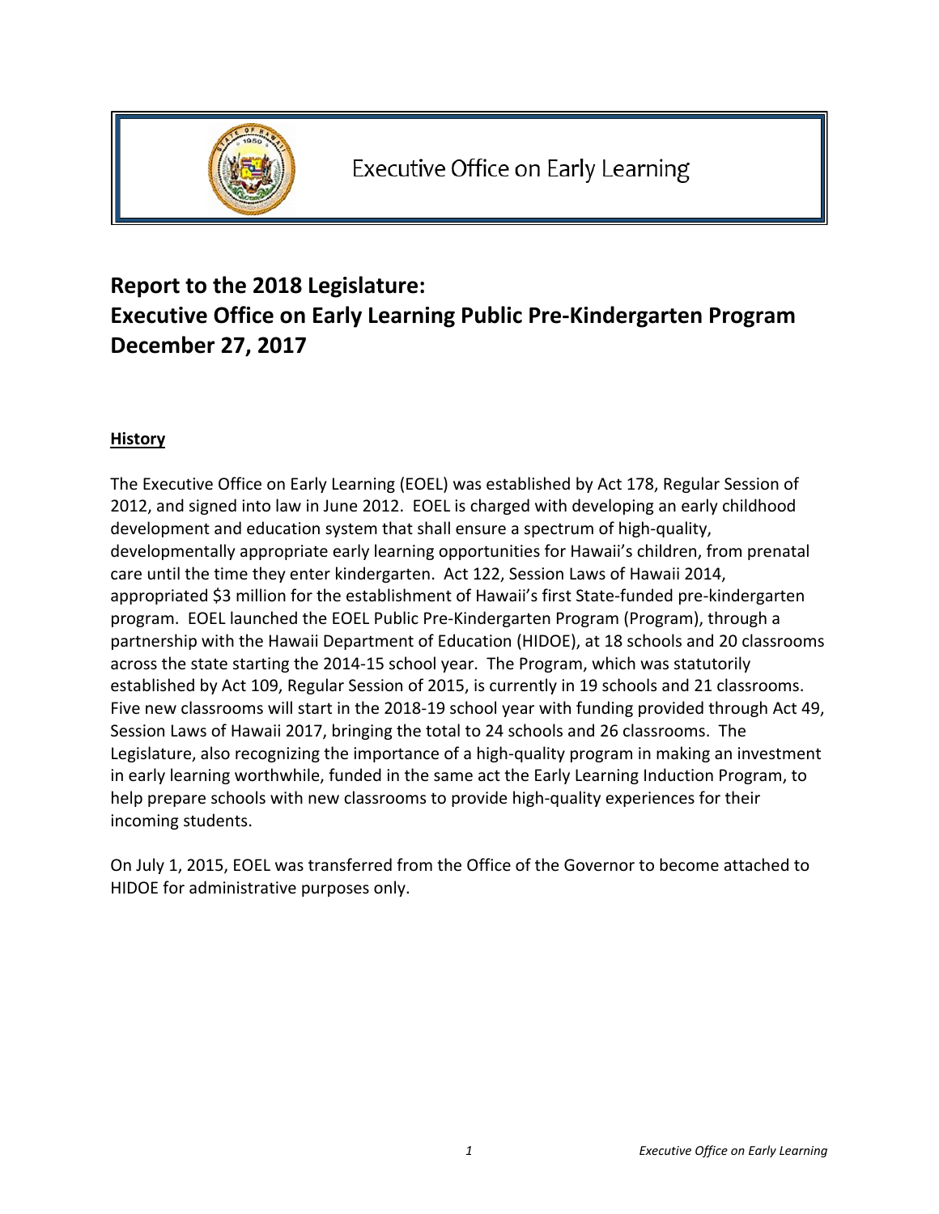# Executive Office on Early Learning

## Report to the 2018 Legislature: Executive Office on Early Learning Public Pre-Kindergarten Program December 27, 2017

### History

The Executive Office on Early Learning (EOEL) was established by Act 178, Regular Session of 2012, and signed into law in June 2012. EOEL is charged with developing an early childhood development and education system that shall ensure a spectrum of high-quality, developmentally appropriate early learning opportunities for Hawaii's children, from prenatal care until the time they enter kindergarten. Act 122, Session Laws of Hawaii 2014, appropriated $3 million for the establishment of Hawaii's first State-funded pre-kindergarten program. EOEL launched the EOEL Public Pre-Kindergarten Program (Program), through a partnership with the Hawaii Department of Education (HIDOE), at 18 schools and 20 classrooms across the state starting the 2014-15 school year. The Program, which was statutorily established by Act 109, Regular Session of 2015, is currently in 19 schools and 21 classrooms. Five new classrooms will start in the 2018-19 school year with funding provided through Act 49, Session Laws of Hawaii 2017, bringing the total to 24 schools and 26 classrooms. The Legislature, also recognizing the importance of a high-quality program in making an investment in early learning worthwhile, funded in the same act the Early Learning Induction Program, to help prepare schools with new classrooms to provide high-quality experiences for their incoming students.

On July 1, 2015, EOEL was transferred from the Office of the Governor to become attached to HIDOE for administrative purposes only.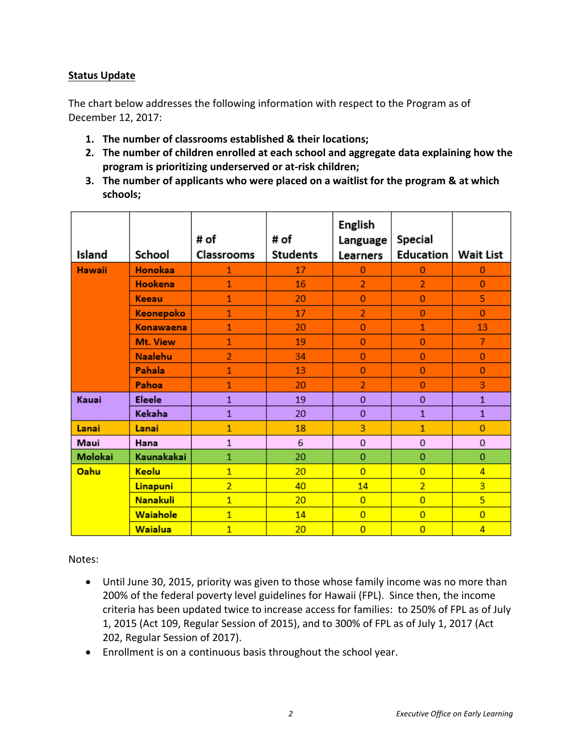**Status Update**

The chart below addresses the following information with respect to the Program as of December 12, 2017:

1. **The number of classrooms established & their locations;**
2. **The number of children enrolled at each school and aggregate data explaining how the program is prioritizing underserved or at-risk children;**
3. **The number of applicants who were placed on a waitlist for the program & at which schools;**

| Island | School | # of Classrooms | # of Students | English Language Learners | Special Education | Wait List |
|---|---|---|---|---|---|---|
| Hawaii | Honokaa | 1 | 17 | 0 | 0 | 0 |
| | Hookena | 1 | 16 | 2 | 2 | 0 |
| | Keeau | 1 | 20 | 0 | 0 | 5 |
| | Keonepoko | 1 | 17 | 2 | 0 | 0 |
| | Konawaena | 1 | 20 | 0 | 1 | 13 |
| | Mt. View | 1 | 19 | 0 | 0 | 7 |
| | Naalehu | 2 | 34 | 0 | 0 | 0 |
| | Pahala | 1 | 13 | 0 | 0 | 0 |
| | Pahoa | 1 | 20 | 2 | 0 | 3 |
| Kauai | Eleele | 1 | 19 | 0 | 0 | 1 |
| | Kekaha | 1 | 20 | 0 | 1 | 1 |
| Lanai | Lanai | 1 | 18 | 3 | 1 | 0 |
| Maui | Hana | 1 | 6 | 0 | 0 | 0 |
| Molokai | Kaunakakai | 1 | 20 | 0 | 0 | 0 |
| Oahu | Keolu | 1 | 20 | 0 | 0 | 4 |
| | Linapuni | 2 | 40 | 14 | 2 | 3 |
| | Nanakuli | 1 | 20 | 0 | 0 | 5 |
| | Waiahole | 1 | 14 | 0 | 0 | 0 |
| | Waialua | 1 | 20 | 0 | 0 | 4 |

Notes:

- Until June 30, 2015, priority was given to those whose family income was no more than 200% of the federal poverty level guidelines for Hawaii (FPL). Since then, the income criteria has been updated twice to increase access for families: to 250% of FPL as of July 1, 2015 (Act 109, Regular Session of 2015), and to 300% of FPL as of July 1, 2017 (Act 202, Regular Session of 2017).
- Enrollment is on a continuous basis throughout the school year.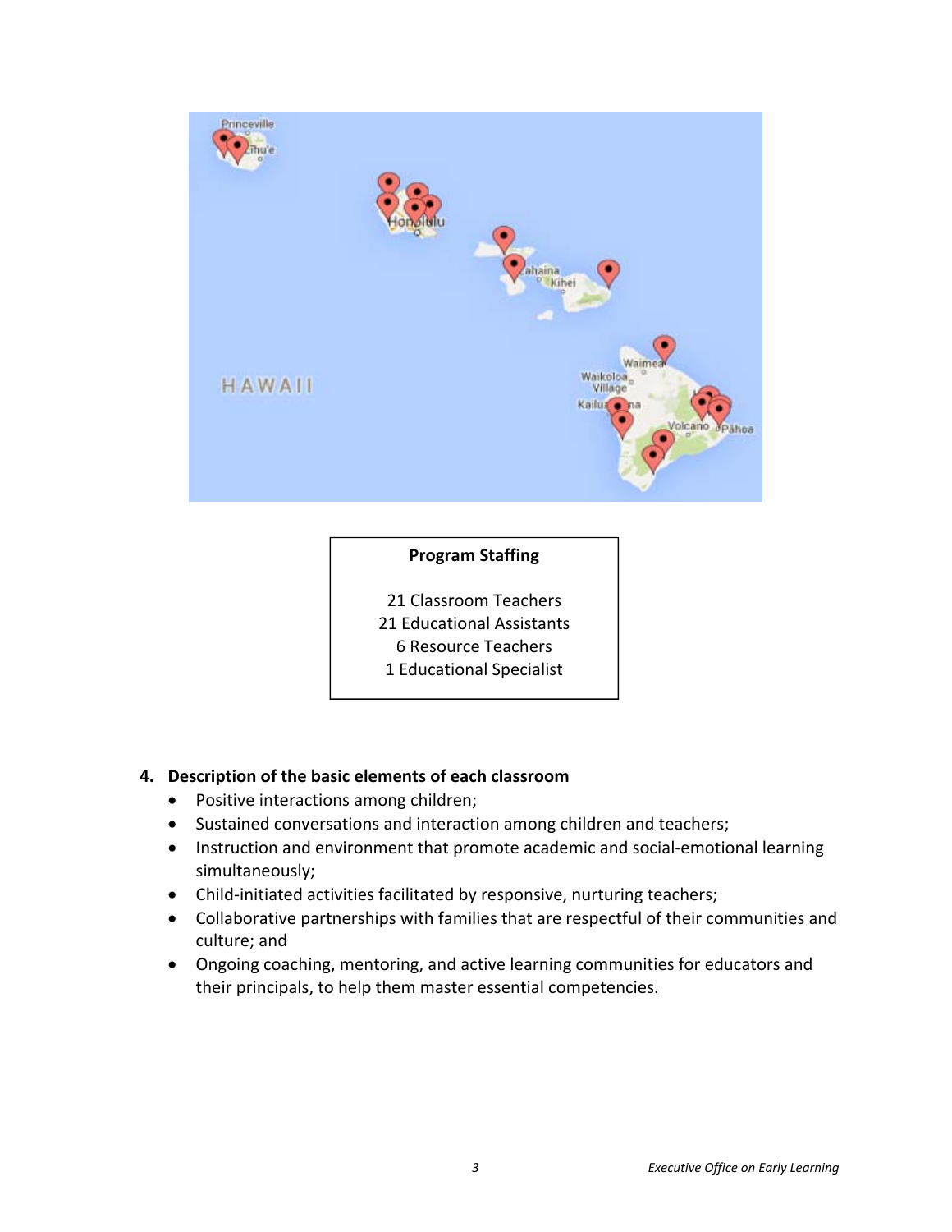**Program Staffing**

21 Classroom Teachers
21 Educational Assistants
6 Resource Teachers
1 Educational Specialist

### 4. Description of the basic elements of each classroom

- Positive interactions among children;
- Sustained conversations and interaction among children and teachers;
- Instruction and environment that promote academic and social-emotional learning simultaneously;
- Child-initiated activities facilitated by responsive, nurturing teachers;
- Collaborative partnerships with families that are respectful of their communities and culture; and
- Ongoing coaching, mentoring, and active learning communities for educators and their principals, to help them master essential competencies.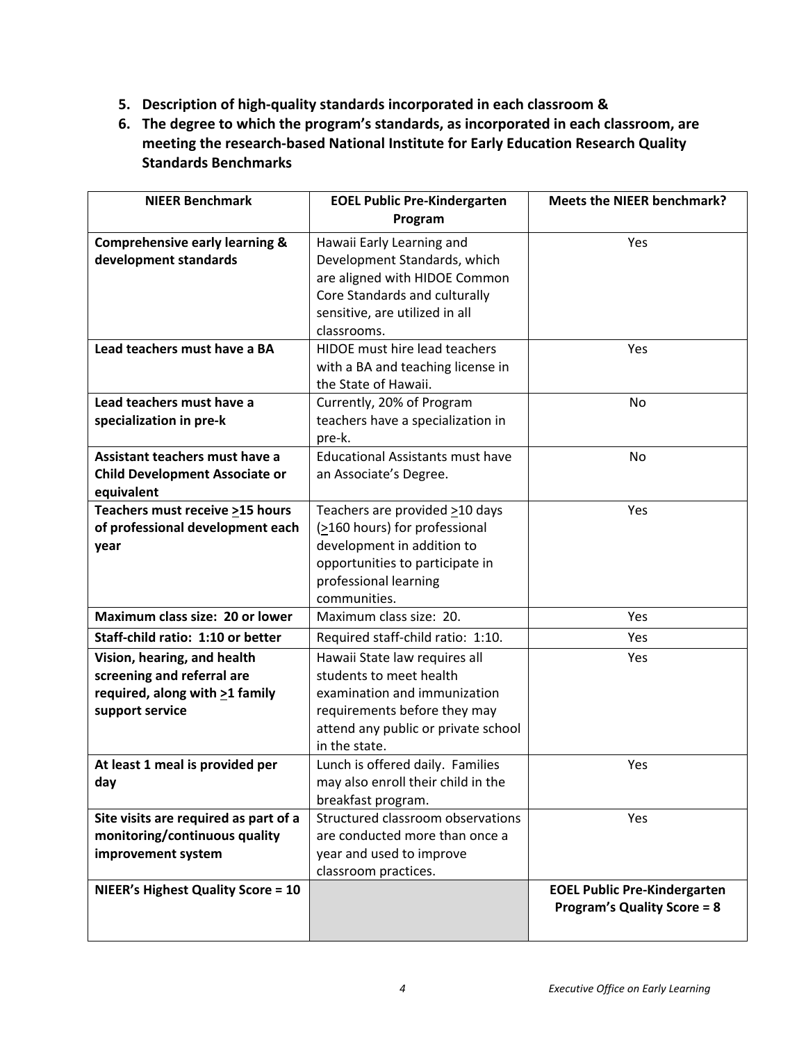5. **Description of high-quality standards incorporated in each classroom &**
6. **The degree to which the program's standards, as incorporated in each classroom, are meeting the research-based National Institute for Early Education Research Quality Standards Benchmarks**

| NIEER Benchmark | EOEL Public Pre-Kindergarten Program | Meets the NIEER benchmark? |
|---|---|---|
| **Comprehensive early learning & development standards** | Hawaii Early Learning and Development Standards, which are aligned with HIDOE Common Core Standards and culturally sensitive, are utilized in all classrooms. | Yes |
| **Lead teachers must have a BA** | HIDOE must hire lead teachers with a BA and teaching license in the State of Hawaii. | Yes |
| **Lead teachers must have a specialization in pre-k** | Currently, 20% of Program teachers have a specialization in pre-k. | No |
| **Assistant teachers must have a Child Development Associate or equivalent** | Educational Assistants must have an Associate's Degree. | No |
| **Teachers must receive $\geq$15 hours of professional development each year** | Teachers are provided $\geq$10 days ($\geq$160 hours) for professional development in addition to opportunities to participate in professional learning communities. | Yes |
| **Maximum class size: 20 or lower** | Maximum class size: 20. | Yes |
| **Staff-child ratio: 1:10 or better** | Required staff-child ratio: 1:10. | Yes |
| **Vision, hearing, and health screening and referral are required, along with $\geq$1 family support service** | Hawaii State law requires all students to meet health examination and immunization requirements before they may attend any public or private school in the state. | Yes |
| **At least 1 meal is provided per day** | Lunch is offered daily. Families may also enroll their child in the breakfast program. | Yes |
| **Site visits are required as part of a monitoring/continuous quality improvement system** | Structured classroom observations are conducted more than once a year and used to improve classroom practices. | Yes |
| **NIEER's Highest Quality Score = 10** | | **EOEL Public Pre-Kindergarten Program's Quality Score = 8** |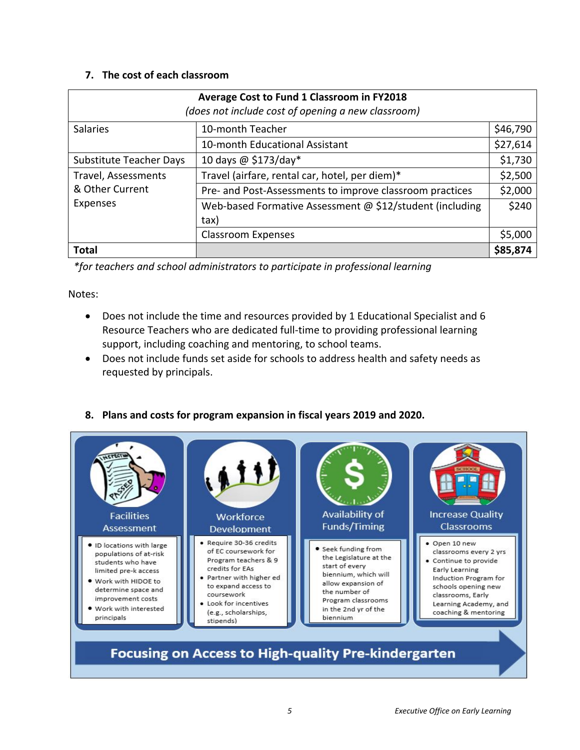**7. The cost of each classroom**

| Average Cost to Fund 1 Classroom in FY2018<br>*(does not include cost of opening a new classroom)* | | |
|---|---|---|
| Salaries | 10-month Teacher | $46,790 |
| | 10-month Educational Assistant | $27,614 |
| Substitute Teacher Days | 10 days @ $173/day* | $1,730 |
| Travel, Assessments & Other Current Expenses | Travel (airfare, rental car, hotel, per diem)* | $2,500 |
| | Pre- and Post-Assessments to improve classroom practices | $2,000 |
| | Web-based Formative Assessment @ $12/student (including tax) | $240 |
| | Classroom Expenses | $5,000 |
| **Total** | | **$85,874** |

*\*for teachers and school administrators to participate in professional learning*

Notes:

- Does not include the time and resources provided by 1 Educational Specialist and 6 Resource Teachers who are dedicated full-time to providing professional learning support, including coaching and mentoring, to school teams.
- Does not include funds set aside for schools to address health and safety needs as requested by principals.

**8. Plans and costs for program expansion in fiscal years 2019 and 2020.**

Facilities Assessment
- ID locations with large populations of at-risk students who have limited pre-k access
- Work with HIDOE to determine space and improvement costs
- Work with interested principals

Workforce Development
- Require 30-36 credits of EC coursework for Program teachers & 9 credits for EAs
- Partner with higher ed to expand access to coursework
- Look for incentives (e.g., scholarships, stipends)

Availability of Funds/Timing
- Seek funding from the Legislature at the start of every biennium, which will allow expansion of the number of Program classrooms in the 2nd yr of the biennium

Increase Quality Classrooms
- Open 10 new classrooms every 2 yrs
- Continue to provide Early Learning Induction Program for schools opening new classrooms, Early Learning Academy, and coaching & mentoring

Focusing on Access to High-quality Pre-kindergarten